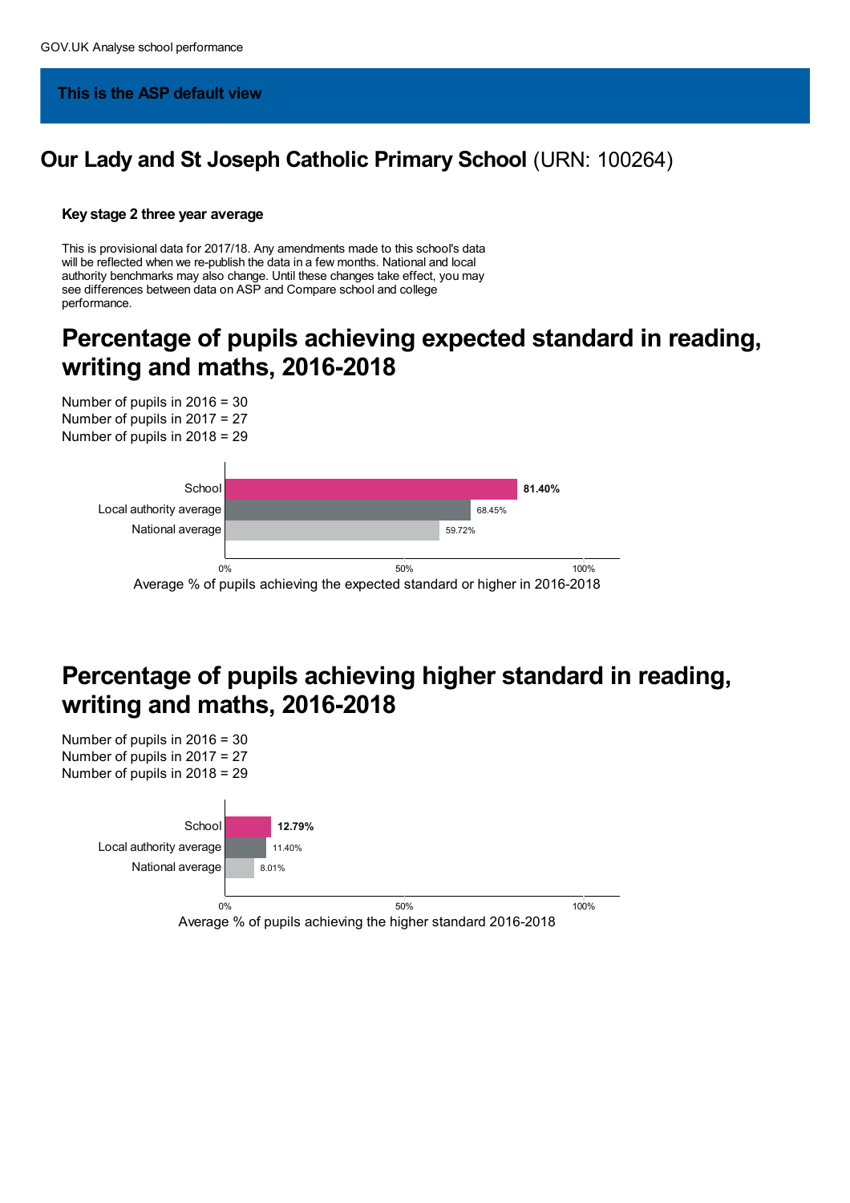GOV.UK Analyse school performance

**This is the ASP default view**

## **Our Lady and St Joseph Catholic Primary School** (URN: 100264)

**Key stage 2 three year average**

This is provisional data for 2017/18. Any amendments made to this school's data will be reflected when we re-publish the data in a few months. National and local authority benchmarks may also change. Until these changes take effect, you may see differences between data on ASP and Compare school and college performance.

# Percentage of pupils achieving expected standard in reading, writing and maths, 2016-2018

Number of pupils in 2016 = 30
Number of pupils in 2017 = 27
Number of pupils in 2018 = 29

| | Average % of pupils achieving the expected standard or higher in 2016-2018 |
|---|---|
| School | **81.40%** |
| Local authority average | 68.45% |
| National average | 59.72% |

Average % of pupils achieving the expected standard or higher in 2016-2018

# Percentage of pupils achieving higher standard in reading, writing and maths, 2016-2018

Number of pupils in 2016 = 30
Number of pupils in 2017 = 27
Number of pupils in 2018 = 29

| | Average % of pupils achieving the higher standard 2016-2018 |
|---|---|
| School | **12.79%** |
| Local authority average | 11.40% |
| National average | 8.01% |

Average % of pupils achieving the higher standard 2016-2018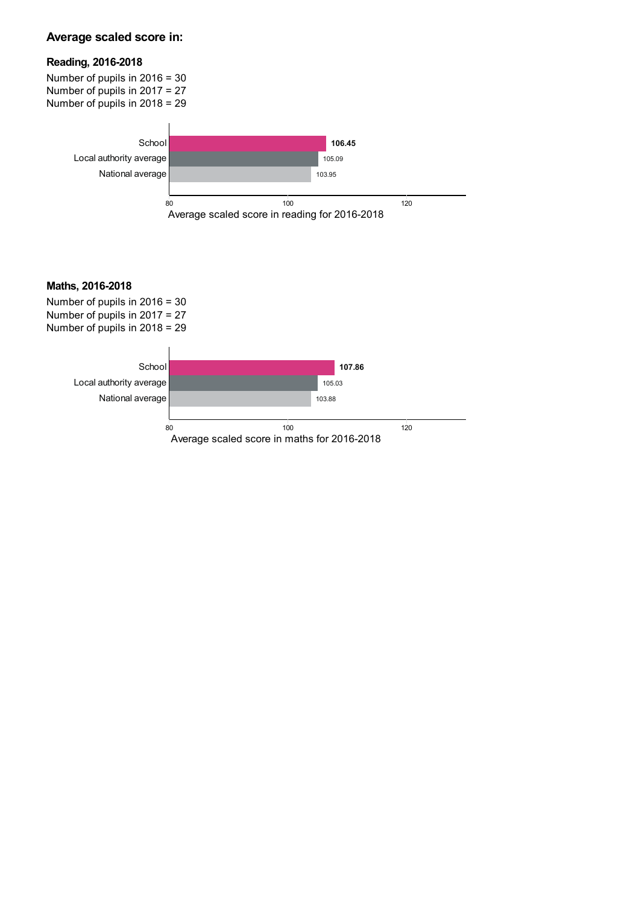## Average scaled score in:

### Reading, 2016-2018

Number of pupils in 2016 = 30
Number of pupils in 2017 = 27
Number of pupils in 2018 = 29

School **106.45**
Local authority average 105.09
National average 103.95

80
100
120

Average scaled score in reading for 2016-2018

### Maths, 2016-2018

Number of pupils in 2016 = 30
Number of pupils in 2017 = 27
Number of pupils in 2018 = 29

School **107.86**
Local authority average 105.03
National average 103.88

80
100
120

Average scaled score in maths for 2016-2018